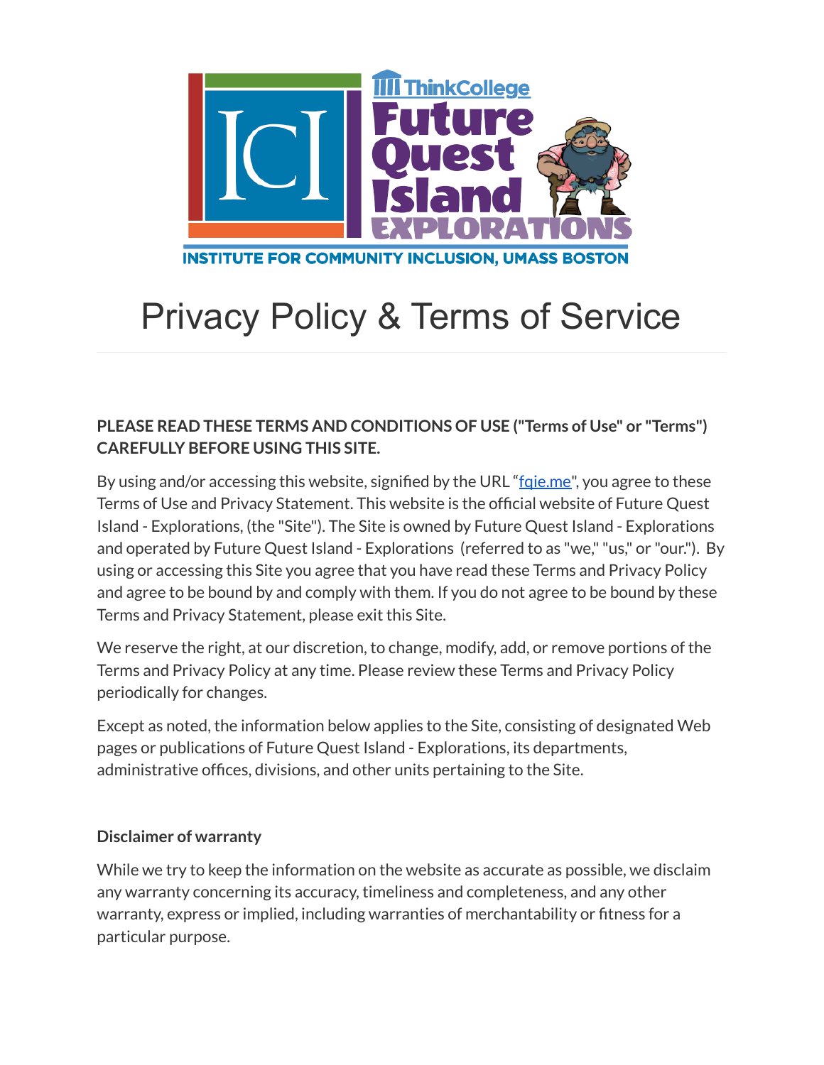# Privacy Policy & Terms of Service

**PLEASE READ THESE TERMS AND CONDITIONS OF USE ("Terms of Use" or "Terms") CAREFULLY BEFORE USING THIS SITE.**

By using and/or accessing this website, signified by the URL "fqie.me", you agree to these Terms of Use and Privacy Statement. This website is the official website of Future Quest Island - Explorations, (the "Site"). The Site is owned by Future Quest Island - Explorations and operated by Future Quest Island - Explorations (referred to as "we," "us," or "our."). By using or accessing this Site you agree that you have read these Terms and Privacy Policy and agree to be bound by and comply with them. If you do not agree to be bound by these Terms and Privacy Statement, please exit this Site.

We reserve the right, at our discretion, to change, modify, add, or remove portions of the Terms and Privacy Policy at any time. Please review these Terms and Privacy Policy periodically for changes.

Except as noted, the information below applies to the Site, consisting of designated Web pages or publications of Future Quest Island - Explorations, its departments, administrative offices, divisions, and other units pertaining to the Site.

### Disclaimer of warranty

While we try to keep the information on the website as accurate as possible, we disclaim any warranty concerning its accuracy, timeliness and completeness, and any other warranty, express or implied, including warranties of merchantability or fitness for a particular purpose.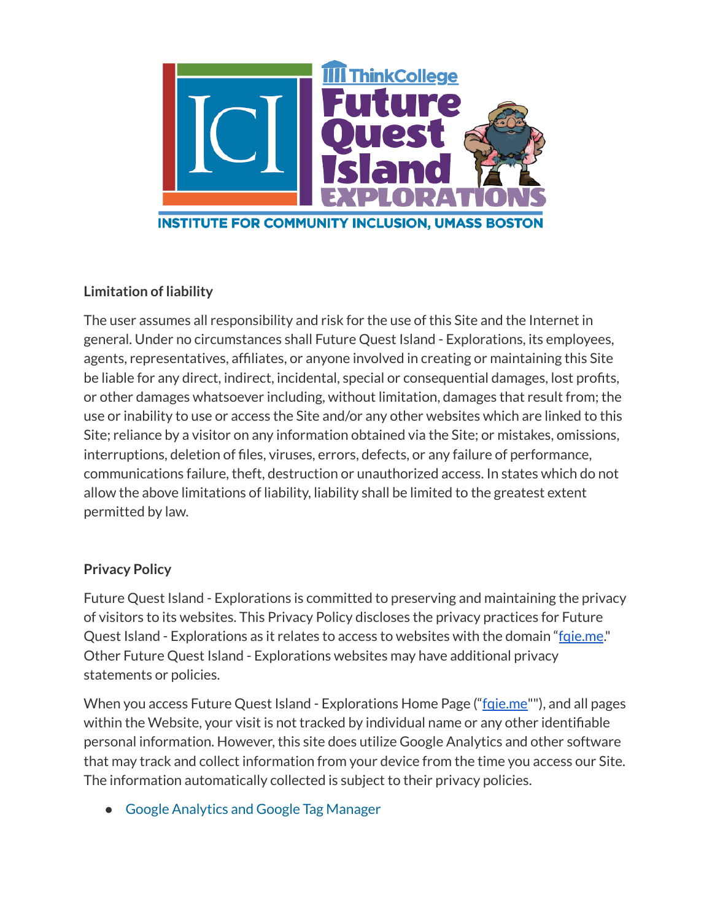**Limitation of liability**

The user assumes all responsibility and risk for the use of this Site and the Internet in general. Under no circumstances shall Future Quest Island - Explorations, its employees, agents, representatives, affiliates, or anyone involved in creating or maintaining this Site be liable for any direct, indirect, incidental, special or consequential damages, lost profits, or other damages whatsoever including, without limitation, damages that result from; the use or inability to use or access the Site and/or any other websites which are linked to this Site; reliance by a visitor on any information obtained via the Site; or mistakes, omissions, interruptions, deletion of files, viruses, errors, defects, or any failure of performance, communications failure, theft, destruction or unauthorized access. In states which do not allow the above limitations of liability, liability shall be limited to the greatest extent permitted by law.

**Privacy Policy**

Future Quest Island - Explorations is committed to preserving and maintaining the privacy of visitors to its websites. This Privacy Policy discloses the privacy practices for Future Quest Island - Explorations as it relates to access to websites with the domain "fqie.me." Other Future Quest Island - Explorations websites may have additional privacy statements or policies.

When you access Future Quest Island - Explorations Home Page ("fqie.me""), and all pages within the Website, your visit is not tracked by individual name or any other identifiable personal information. However, this site does utilize Google Analytics and other software that may track and collect information from your device from the time you access our Site. The information automatically collected is subject to their privacy policies.

- Google Analytics and Google Tag Manager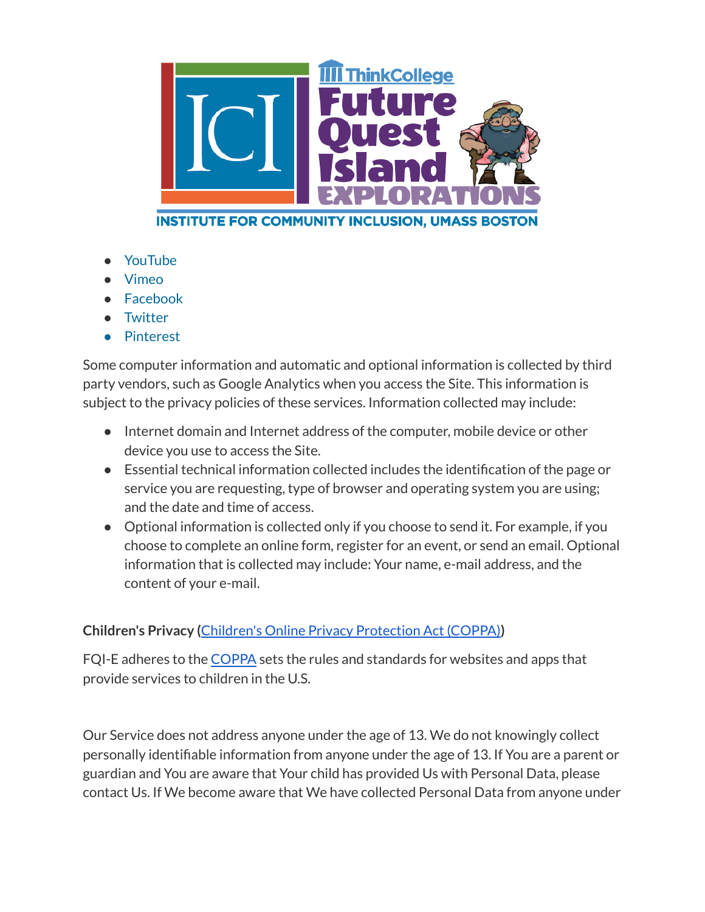- YouTube
- Vimeo
- Facebook
- Twitter
- Pinterest

Some computer information and automatic and optional information is collected by third party vendors, such as Google Analytics when you access the Site. This information is subject to the privacy policies of these services. Information collected may include:

- Internet domain and Internet address of the computer, mobile device or other device you use to access the Site.
- Essential technical information collected includes the identification of the page or service you are requesting, type of browser and operating system you are using; and the date and time of access.
- Optional information is collected only if you choose to send it. For example, if you choose to complete an online form, register for an event, or send an email. Optional information that is collected may include: Your name, e-mail address, and the content of your e-mail.

**Children's Privacy (Children's Online Privacy Protection Act (COPPA))**

FQI-E adheres to the COPPA sets the rules and standards for websites and apps that provide services to children in the U.S.

Our Service does not address anyone under the age of 13. We do not knowingly collect personally identifiable information from anyone under the age of 13. If You are a parent or guardian and You are aware that Your child has provided Us with Personal Data, please contact Us. If We become aware that We have collected Personal Data from anyone under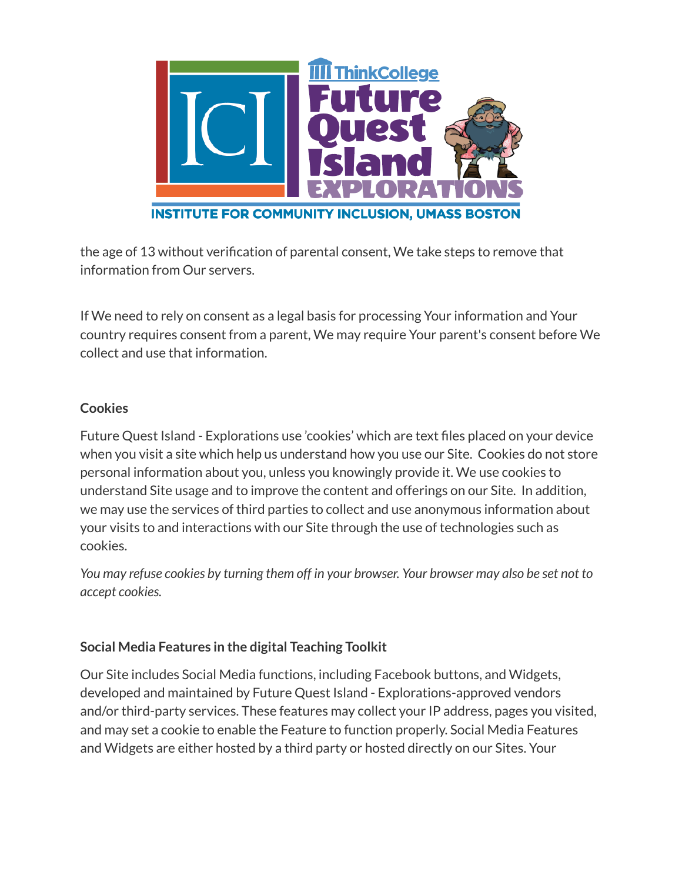the age of 13 without verification of parental consent, We take steps to remove that information from Our servers.

If We need to rely on consent as a legal basis for processing Your information and Your country requires consent from a parent, We may require Your parent's consent before We collect and use that information.

**Cookies**

Future Quest Island - Explorations use 'cookies' which are text files placed on your device when you visit a site which help us understand how you use our Site. Cookies do not store personal information about you, unless you knowingly provide it. We use cookies to understand Site usage and to improve the content and offerings on our Site. In addition, we may use the services of third parties to collect and use anonymous information about your visits to and interactions with our Site through the use of technologies such as cookies.

*You may refuse cookies by turning them off in your browser. Your browser may also be set not to accept cookies.*

**Social Media Features in the digital Teaching Toolkit**

Our Site includes Social Media functions, including Facebook buttons, and Widgets, developed and maintained by Future Quest Island - Explorations-approved vendors and/or third-party services. These features may collect your IP address, pages you visited, and may set a cookie to enable the Feature to function properly. Social Media Features and Widgets are either hosted by a third party or hosted directly on our Sites. Your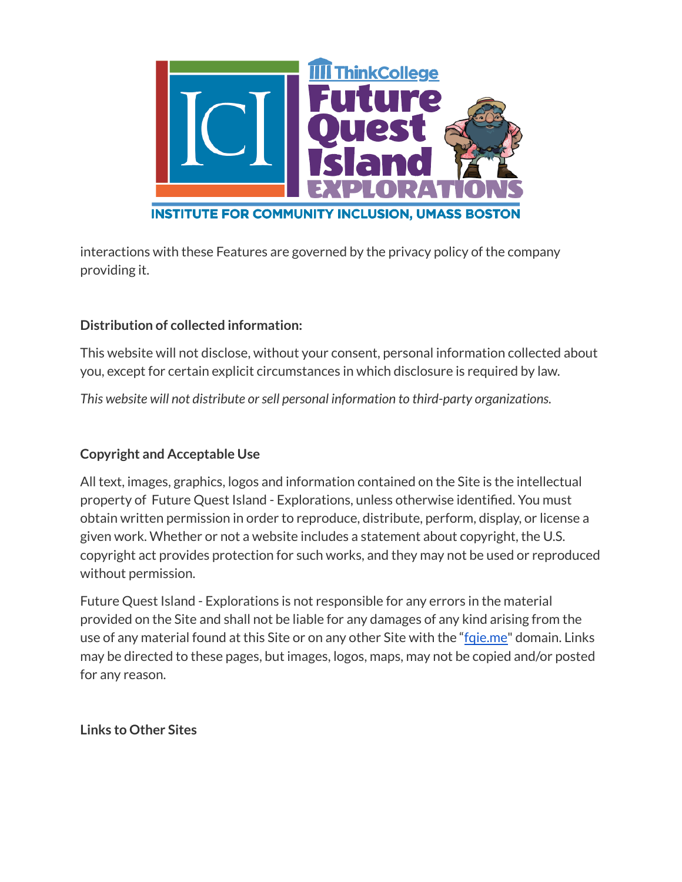interactions with these Features are governed by the privacy policy of the company providing it.

**Distribution of collected information:**

This website will not disclose, without your consent, personal information collected about you, except for certain explicit circumstances in which disclosure is required by law.

*This website will not distribute or sell personal information to third-party organizations.*

**Copyright and Acceptable Use**

All text, images, graphics, logos and information contained on the Site is the intellectual property of Future Quest Island - Explorations, unless otherwise identified. You must obtain written permission in order to reproduce, distribute, perform, display, or license a given work. Whether or not a website includes a statement about copyright, the U.S. copyright act provides protection for such works, and they may not be used or reproduced without permission.

Future Quest Island - Explorations is not responsible for any errors in the material provided on the Site and shall not be liable for any damages of any kind arising from the use of any material found at this Site or on any other Site with the "[fqie.me](fqie.me)" domain. Links may be directed to these pages, but images, logos, maps, may not be copied and/or posted for any reason.

**Links to Other Sites**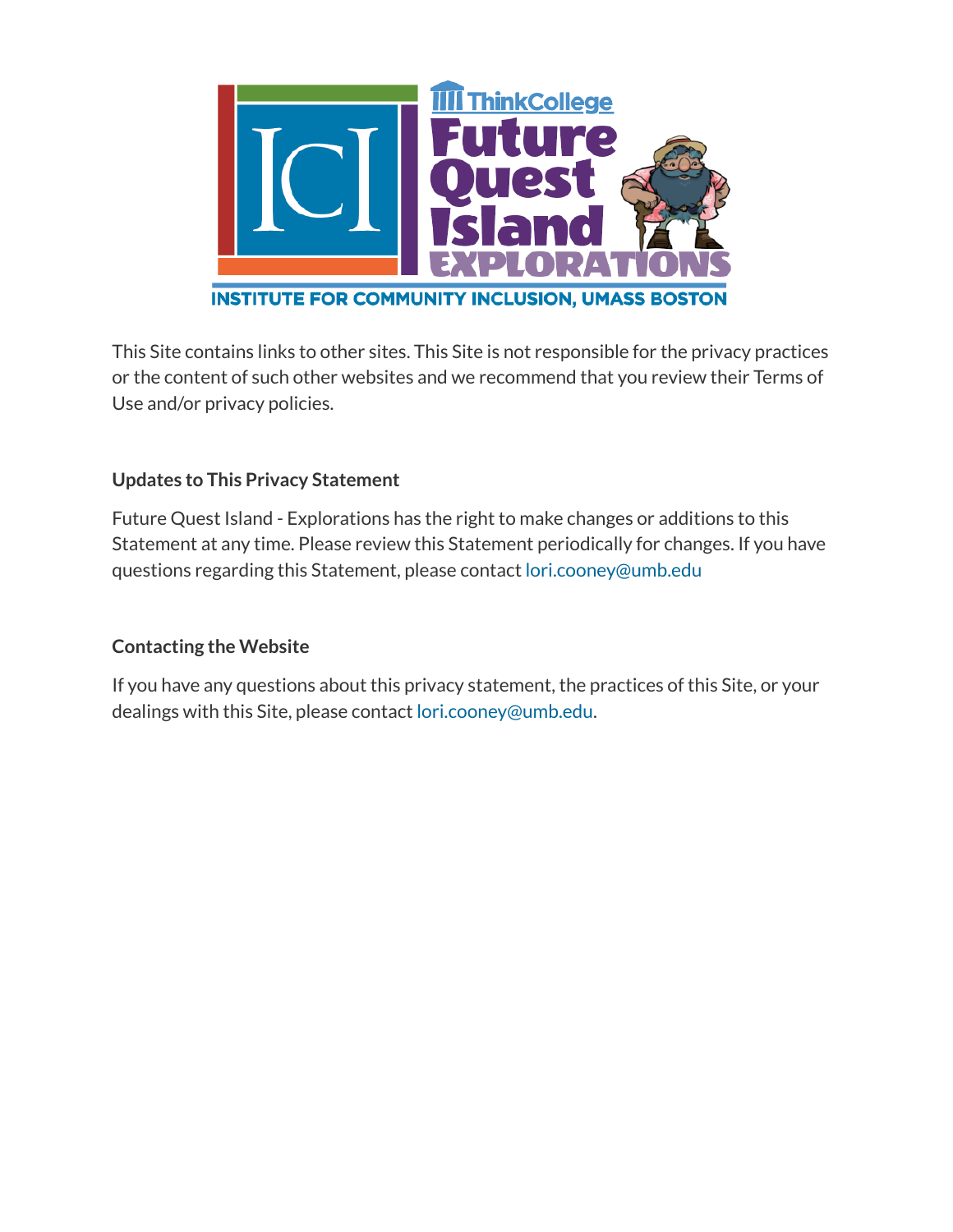This Site contains links to other sites. This Site is not responsible for the privacy practices or the content of such other websites and we recommend that you review their Terms of Use and/or privacy policies.

### Updates to This Privacy Statement

Future Quest Island - Explorations has the right to make changes or additions to this Statement at any time. Please review this Statement periodically for changes. If you have questions regarding this Statement, please contact lori.cooney@umb.edu

### Contacting the Website

If you have any questions about this privacy statement, the practices of this Site, or your dealings with this Site, please contact lori.cooney@umb.edu.